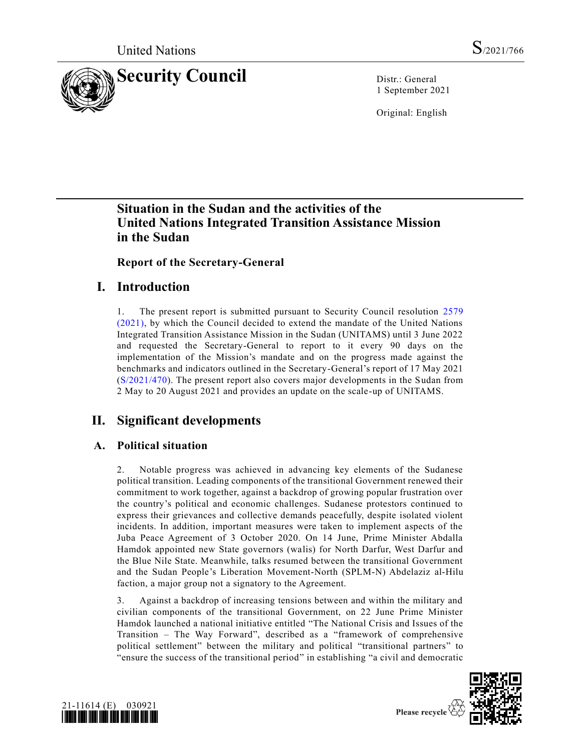United Nations

S/2021/766

# Security Council

Distr.: General
1 September 2021

Original: English

## Situation in the Sudan and the activities of the United Nations Integrated Transition Assistance Mission in the Sudan

### Report of the Secretary-General

## I. Introduction

1. The present report is submitted pursuant to Security Council resolution 2579 (2021), by which the Council decided to extend the mandate of the United Nations Integrated Transition Assistance Mission in the Sudan (UNITAMS) until 3 June 2022 and requested the Secretary-General to report to it every 90 days on the implementation of the Mission's mandate and on the progress made against the benchmarks and indicators outlined in the Secretary-General's report of 17 May 2021 (S/2021/470). The present report also covers major developments in the Sudan from 2 May to 20 August 2021 and provides an update on the scale-up of UNITAMS.

## II. Significant developments

### A. Political situation

2. Notable progress was achieved in advancing key elements of the Sudanese political transition. Leading components of the transitional Government renewed their commitment to work together, against a backdrop of growing popular frustration over the country's political and economic challenges. Sudanese protestors continued to express their grievances and collective demands peacefully, despite isolated violent incidents. In addition, important measures were taken to implement aspects of the Juba Peace Agreement of 3 October 2020. On 14 June, Prime Minister Abdalla Hamdok appointed new State governors (walis) for North Darfur, West Darfur and the Blue Nile State. Meanwhile, talks resumed between the transitional Government and the Sudan People's Liberation Movement-North (SPLM-N) Abdelaziz al-Hilu faction, a major group not a signatory to the Agreement.

3. Against a backdrop of increasing tensions between and within the military and civilian components of the transitional Government, on 22 June Prime Minister Hamdok launched a national initiative entitled "The National Crisis and Issues of the Transition – The Way Forward", described as a "framework of comprehensive political settlement" between the military and political "transitional partners" to "ensure the success of the transitional period" in establishing "a civil and democratic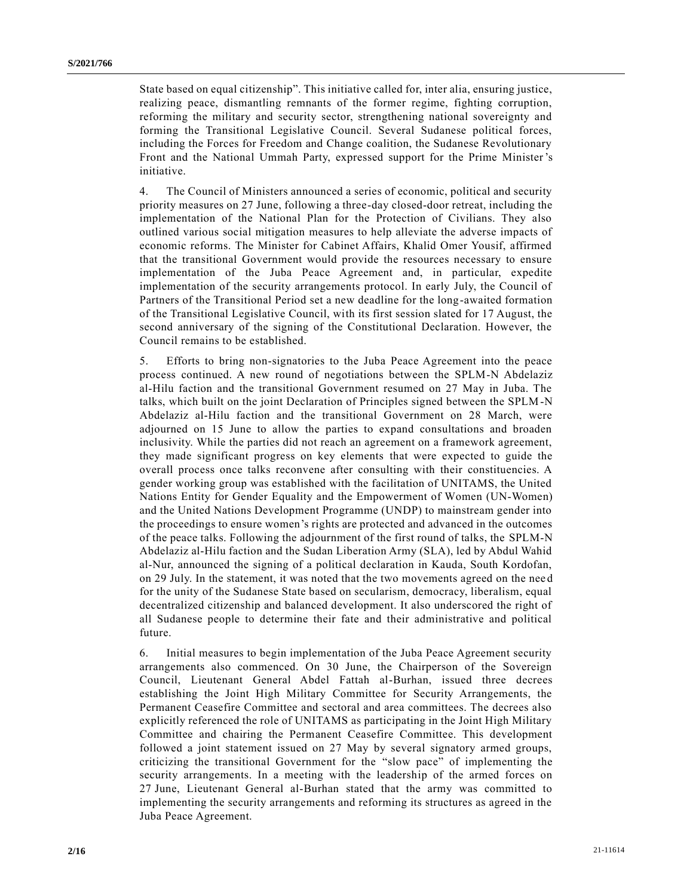State based on equal citizenship". This initiative called for, inter alia, ensuring justice, realizing peace, dismantling remnants of the former regime, fighting corruption, reforming the military and security sector, strengthening national sovereignty and forming the Transitional Legislative Council. Several Sudanese political forces, including the Forces for Freedom and Change coalition, the Sudanese Revolutionary Front and the National Ummah Party, expressed support for the Prime Minister's initiative.

4. The Council of Ministers announced a series of economic, political and security priority measures on 27 June, following a three-day closed-door retreat, including the implementation of the National Plan for the Protection of Civilians. They also outlined various social mitigation measures to help alleviate the adverse impacts of economic reforms. The Minister for Cabinet Affairs, Khalid Omer Yousif, affirmed that the transitional Government would provide the resources necessary to ensure implementation of the Juba Peace Agreement and, in particular, expedite implementation of the security arrangements protocol. In early July, the Council of Partners of the Transitional Period set a new deadline for the long-awaited formation of the Transitional Legislative Council, with its first session slated for 17 August, the second anniversary of the signing of the Constitutional Declaration. However, the Council remains to be established.

5. Efforts to bring non-signatories to the Juba Peace Agreement into the peace process continued. A new round of negotiations between the SPLM-N Abdelaziz al-Hilu faction and the transitional Government resumed on 27 May in Juba. The talks, which built on the joint Declaration of Principles signed between the SPLM-N Abdelaziz al-Hilu faction and the transitional Government on 28 March, were adjourned on 15 June to allow the parties to expand consultations and broaden inclusivity. While the parties did not reach an agreement on a framework agreement, they made significant progress on key elements that were expected to guide the overall process once talks reconvene after consulting with their constituencies. A gender working group was established with the facilitation of UNITAMS, the United Nations Entity for Gender Equality and the Empowerment of Women (UN-Women) and the United Nations Development Programme (UNDP) to mainstream gender into the proceedings to ensure women's rights are protected and advanced in the outcomes of the peace talks. Following the adjournment of the first round of talks, the SPLM-N Abdelaziz al-Hilu faction and the Sudan Liberation Army (SLA), led by Abdul Wahid al-Nur, announced the signing of a political declaration in Kauda, South Kordofan, on 29 July. In the statement, it was noted that the two movements agreed on the need for the unity of the Sudanese State based on secularism, democracy, liberalism, equal decentralized citizenship and balanced development. It also underscored the right of all Sudanese people to determine their fate and their administrative and political future.

6. Initial measures to begin implementation of the Juba Peace Agreement security arrangements also commenced. On 30 June, the Chairperson of the Sovereign Council, Lieutenant General Abdel Fattah al-Burhan, issued three decrees establishing the Joint High Military Committee for Security Arrangements, the Permanent Ceasefire Committee and sectoral and area committees. The decrees also explicitly referenced the role of UNITAMS as participating in the Joint High Military Committee and chairing the Permanent Ceasefire Committee. This development followed a joint statement issued on 27 May by several signatory armed groups, criticizing the transitional Government for the "slow pace" of implementing the security arrangements. In a meeting with the leadership of the armed forces on 27 June, Lieutenant General al-Burhan stated that the army was committed to implementing the security arrangements and reforming its structures as agreed in the Juba Peace Agreement.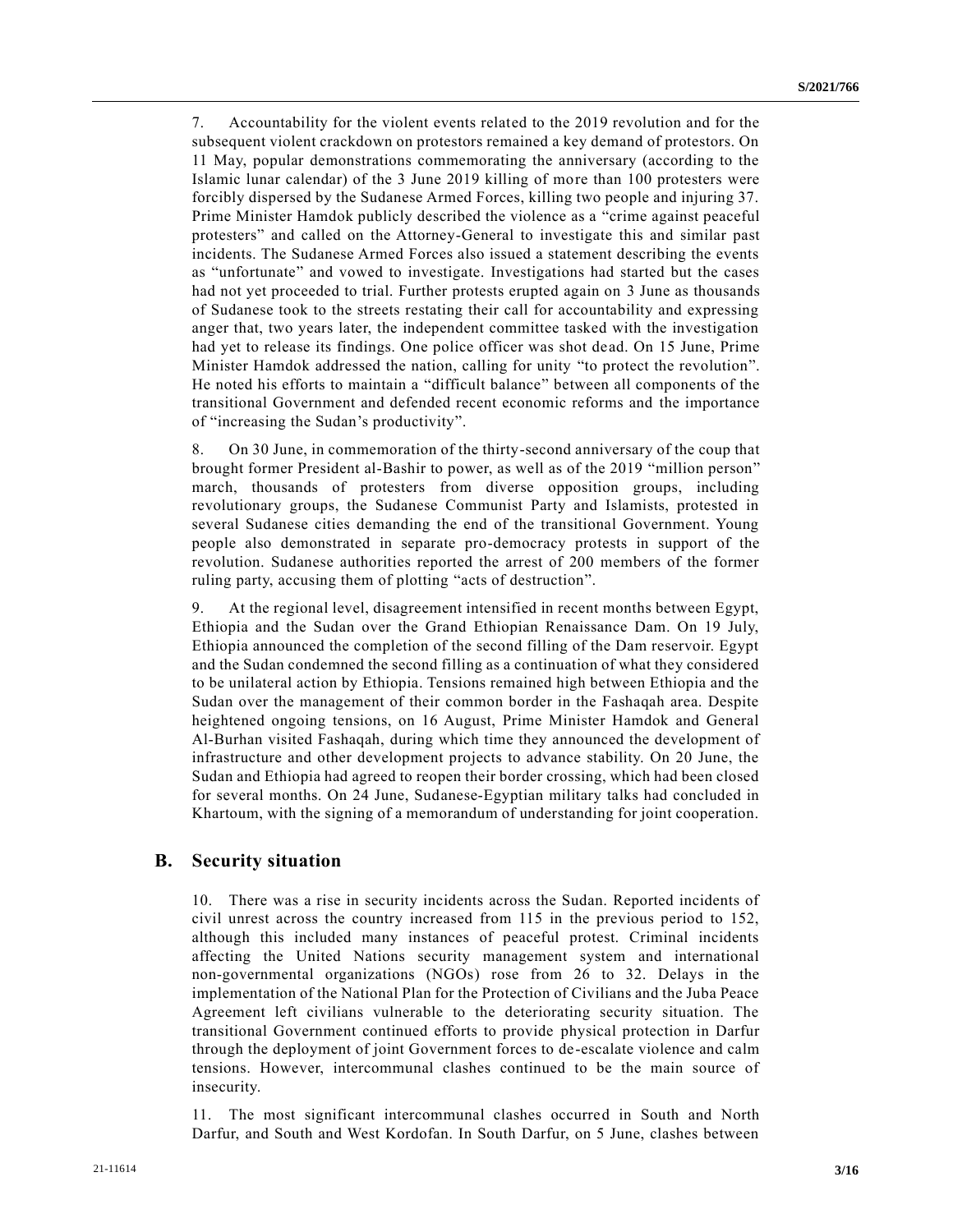7. Accountability for the violent events related to the 2019 revolution and for the subsequent violent crackdown on protestors remained a key demand of protestors. On 11 May, popular demonstrations commemorating the anniversary (according to the Islamic lunar calendar) of the 3 June 2019 killing of more than 100 protesters were forcibly dispersed by the Sudanese Armed Forces, killing two people and injuring 37. Prime Minister Hamdok publicly described the violence as a "crime against peaceful protesters" and called on the Attorney-General to investigate this and similar past incidents. The Sudanese Armed Forces also issued a statement describing the events as "unfortunate" and vowed to investigate. Investigations had started but the cases had not yet proceeded to trial. Further protests erupted again on 3 June as thousands of Sudanese took to the streets restating their call for accountability and expressing anger that, two years later, the independent committee tasked with the investigation had yet to release its findings. One police officer was shot dead. On 15 June, Prime Minister Hamdok addressed the nation, calling for unity "to protect the revolution". He noted his efforts to maintain a "difficult balance" between all components of the transitional Government and defended recent economic reforms and the importance of "increasing the Sudan's productivity".

8. On 30 June, in commemoration of the thirty-second anniversary of the coup that brought former President al-Bashir to power, as well as of the 2019 "million person" march, thousands of protesters from diverse opposition groups, including revolutionary groups, the Sudanese Communist Party and Islamists, protested in several Sudanese cities demanding the end of the transitional Government. Young people also demonstrated in separate pro-democracy protests in support of the revolution. Sudanese authorities reported the arrest of 200 members of the former ruling party, accusing them of plotting "acts of destruction".

9. At the regional level, disagreement intensified in recent months between Egypt, Ethiopia and the Sudan over the Grand Ethiopian Renaissance Dam. On 19 July, Ethiopia announced the completion of the second filling of the Dam reservoir. Egypt and the Sudan condemned the second filling as a continuation of what they considered to be unilateral action by Ethiopia. Tensions remained high between Ethiopia and the Sudan over the management of their common border in the Fashaqah area. Despite heightened ongoing tensions, on 16 August, Prime Minister Hamdok and General Al-Burhan visited Fashaqah, during which time they announced the development of infrastructure and other development projects to advance stability. On 20 June, the Sudan and Ethiopia had agreed to reopen their border crossing, which had been closed for several months. On 24 June, Sudanese-Egyptian military talks had concluded in Khartoum, with the signing of a memorandum of understanding for joint cooperation.

## B. Security situation

10. There was a rise in security incidents across the Sudan. Reported incidents of civil unrest across the country increased from 115 in the previous period to 152, although this included many instances of peaceful protest. Criminal incidents affecting the United Nations security management system and international non-governmental organizations (NGOs) rose from 26 to 32. Delays in the implementation of the National Plan for the Protection of Civilians and the Juba Peace Agreement left civilians vulnerable to the deteriorating security situation. The transitional Government continued efforts to provide physical protection in Darfur through the deployment of joint Government forces to de-escalate violence and calm tensions. However, intercommunal clashes continued to be the main source of insecurity.

11. The most significant intercommunal clashes occurred in South and North Darfur, and South and West Kordofan. In South Darfur, on 5 June, clashes between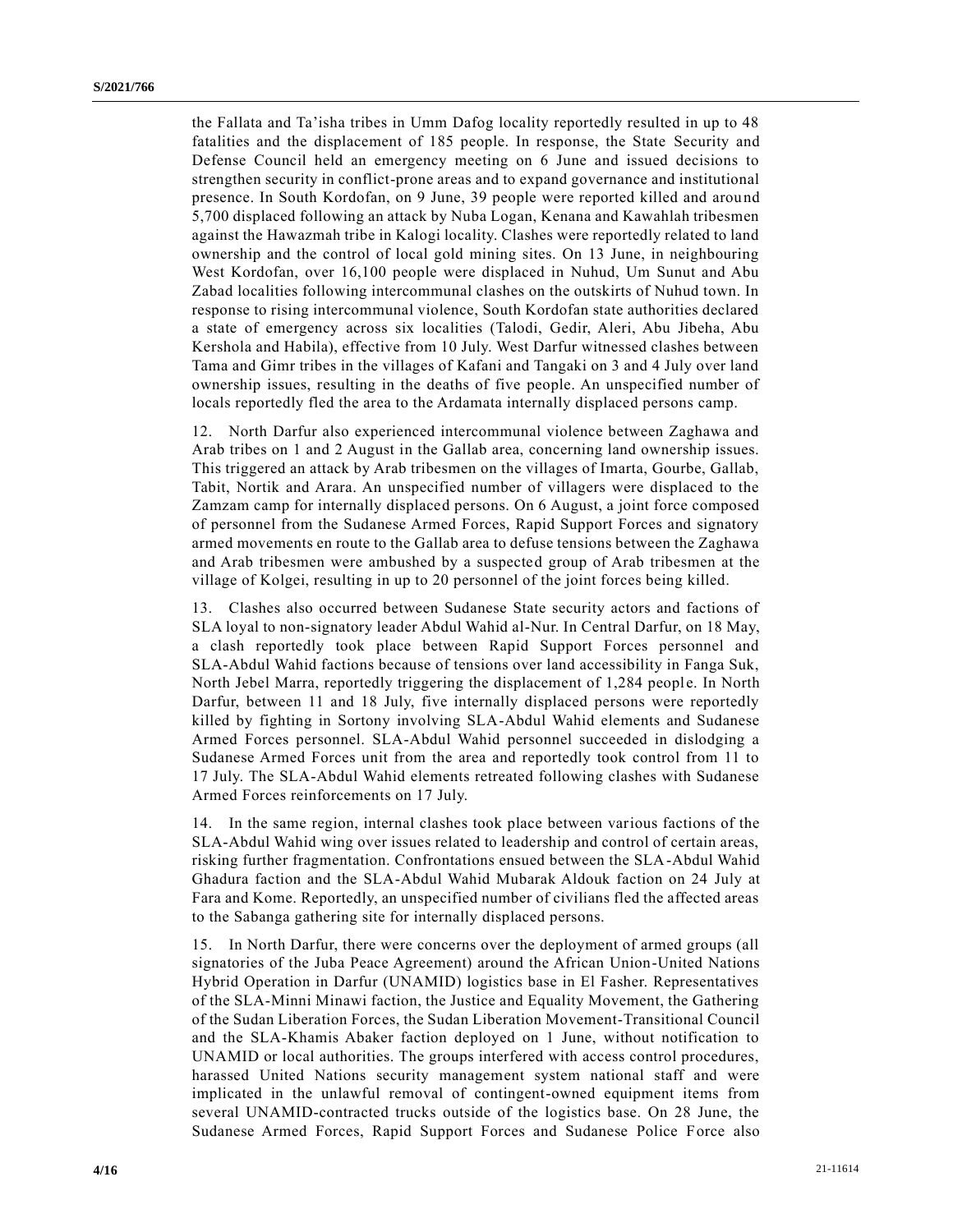the Fallata and Ta'isha tribes in Umm Dafog locality reportedly resulted in up to 48 fatalities and the displacement of 185 people. In response, the State Security and Defense Council held an emergency meeting on 6 June and issued decisions to strengthen security in conflict-prone areas and to expand governance and institutional presence. In South Kordofan, on 9 June, 39 people were reported killed and around 5,700 displaced following an attack by Nuba Logan, Kenana and Kawahlah tribesmen against the Hawazmah tribe in Kalogi locality. Clashes were reportedly related to land ownership and the control of local gold mining sites. On 13 June, in neighbouring West Kordofan, over 16,100 people were displaced in Nuhud, Um Sunut and Abu Zabad localities following intercommunal clashes on the outskirts of Nuhud town. In response to rising intercommunal violence, South Kordofan state authorities declared a state of emergency across six localities (Talodi, Gedir, Aleri, Abu Jibeha, Abu Kershola and Habila), effective from 10 July. West Darfur witnessed clashes between Tama and Gimr tribes in the villages of Kafani and Tangaki on 3 and 4 July over land ownership issues, resulting in the deaths of five people. An unspecified number of locals reportedly fled the area to the Ardamata internally displaced persons camp.

12. North Darfur also experienced intercommunal violence between Zaghawa and Arab tribes on 1 and 2 August in the Gallab area, concerning land ownership issues. This triggered an attack by Arab tribesmen on the villages of Imarta, Gourbe, Gallab, Tabit, Nortik and Arara. An unspecified number of villagers were displaced to the Zamzam camp for internally displaced persons. On 6 August, a joint force composed of personnel from the Sudanese Armed Forces, Rapid Support Forces and signatory armed movements en route to the Gallab area to defuse tensions between the Zaghawa and Arab tribesmen were ambushed by a suspected group of Arab tribesmen at the village of Kolgei, resulting in up to 20 personnel of the joint forces being killed.

13. Clashes also occurred between Sudanese State security actors and factions of SLA loyal to non-signatory leader Abdul Wahid al-Nur. In Central Darfur, on 18 May, a clash reportedly took place between Rapid Support Forces personnel and SLA-Abdul Wahid factions because of tensions over land accessibility in Fanga Suk, North Jebel Marra, reportedly triggering the displacement of 1,284 people. In North Darfur, between 11 and 18 July, five internally displaced persons were reportedly killed by fighting in Sortony involving SLA-Abdul Wahid elements and Sudanese Armed Forces personnel. SLA-Abdul Wahid personnel succeeded in dislodging a Sudanese Armed Forces unit from the area and reportedly took control from 11 to 17 July. The SLA-Abdul Wahid elements retreated following clashes with Sudanese Armed Forces reinforcements on 17 July.

14. In the same region, internal clashes took place between various factions of the SLA-Abdul Wahid wing over issues related to leadership and control of certain areas, risking further fragmentation. Confrontations ensued between the SLA-Abdul Wahid Ghadura faction and the SLA-Abdul Wahid Mubarak Aldouk faction on 24 July at Fara and Kome. Reportedly, an unspecified number of civilians fled the affected areas to the Sabanga gathering site for internally displaced persons.

15. In North Darfur, there were concerns over the deployment of armed groups (all signatories of the Juba Peace Agreement) around the African Union-United Nations Hybrid Operation in Darfur (UNAMID) logistics base in El Fasher. Representatives of the SLA-Minni Minawi faction, the Justice and Equality Movement, the Gathering of the Sudan Liberation Forces, the Sudan Liberation Movement-Transitional Council and the SLA-Khamis Abaker faction deployed on 1 June, without notification to UNAMID or local authorities. The groups interfered with access control procedures, harassed United Nations security management system national staff and were implicated in the unlawful removal of contingent-owned equipment items from several UNAMID-contracted trucks outside of the logistics base. On 28 June, the Sudanese Armed Forces, Rapid Support Forces and Sudanese Police Force also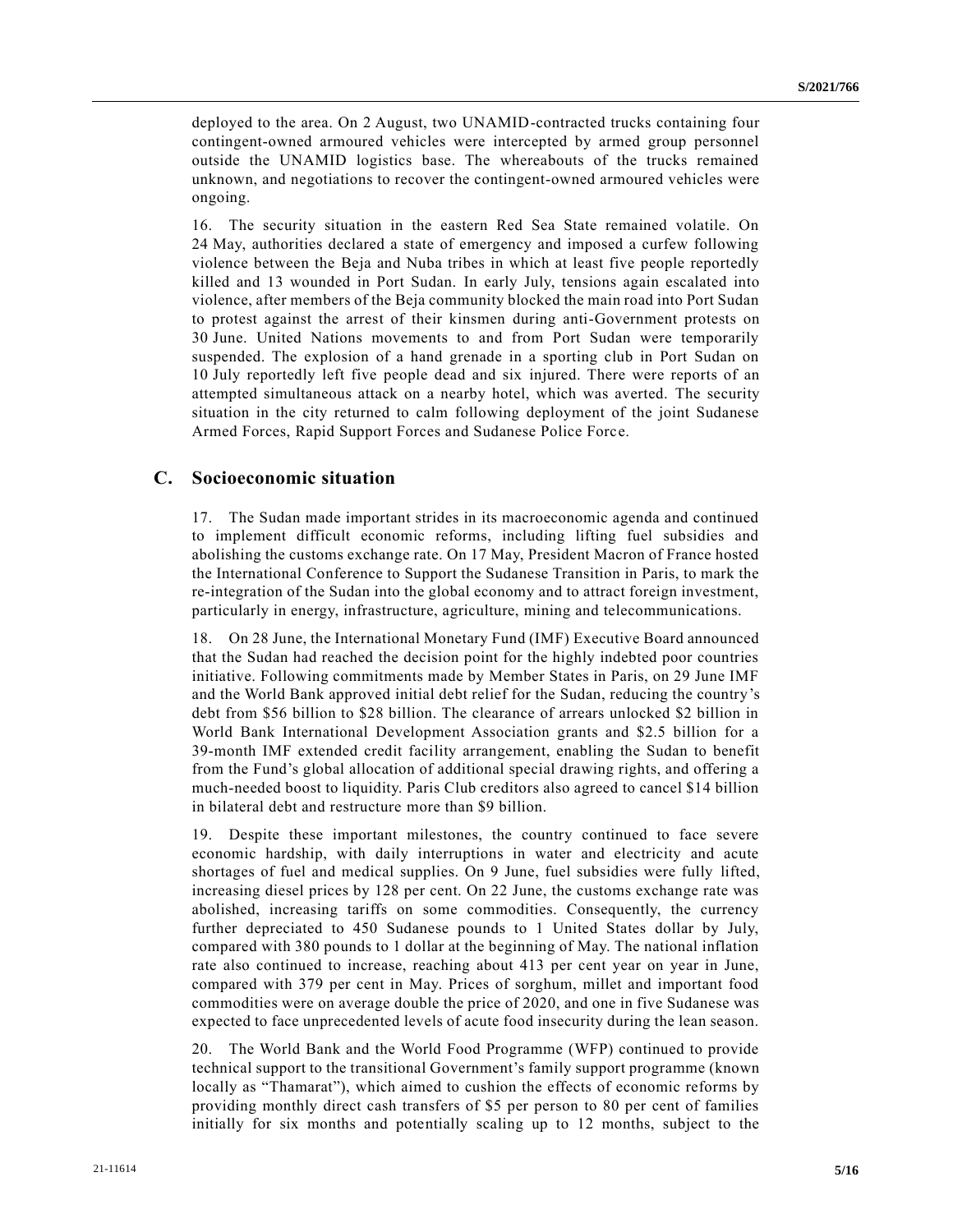deployed to the area. On 2 August, two UNAMID-contracted trucks containing four contingent-owned armoured vehicles were intercepted by armed group personnel outside the UNAMID logistics base. The whereabouts of the trucks remained unknown, and negotiations to recover the contingent-owned armoured vehicles were ongoing.

16. The security situation in the eastern Red Sea State remained volatile. On 24 May, authorities declared a state of emergency and imposed a curfew following violence between the Beja and Nuba tribes in which at least five people reportedly killed and 13 wounded in Port Sudan. In early July, tensions again escalated into violence, after members of the Beja community blocked the main road into Port Sudan to protest against the arrest of their kinsmen during anti-Government protests on 30 June. United Nations movements to and from Port Sudan were temporarily suspended. The explosion of a hand grenade in a sporting club in Port Sudan on 10 July reportedly left five people dead and six injured. There were reports of an attempted simultaneous attack on a nearby hotel, which was averted. The security situation in the city returned to calm following deployment of the joint Sudanese Armed Forces, Rapid Support Forces and Sudanese Police Force.

## C. Socioeconomic situation

17. The Sudan made important strides in its macroeconomic agenda and continued to implement difficult economic reforms, including lifting fuel subsidies and abolishing the customs exchange rate. On 17 May, President Macron of France hosted the International Conference to Support the Sudanese Transition in Paris, to mark the re-integration of the Sudan into the global economy and to attract foreign investment, particularly in energy, infrastructure, agriculture, mining and telecommunications.

18. On 28 June, the International Monetary Fund (IMF) Executive Board announced that the Sudan had reached the decision point for the highly indebted poor countries initiative. Following commitments made by Member States in Paris, on 29 June IMF and the World Bank approved initial debt relief for the Sudan, reducing the country's debt from $56 billion to $28 billion. The clearance of arrears unlocked $2 billion in World Bank International Development Association grants and $2.5 billion for a 39-month IMF extended credit facility arrangement, enabling the Sudan to benefit from the Fund's global allocation of additional special drawing rights, and offering a much-needed boost to liquidity. Paris Club creditors also agreed to cancel $14 billion in bilateral debt and restructure more than $9 billion.

19. Despite these important milestones, the country continued to face severe economic hardship, with daily interruptions in water and electricity and acute shortages of fuel and medical supplies. On 9 June, fuel subsidies were fully lifted, increasing diesel prices by 128 per cent. On 22 June, the customs exchange rate was abolished, increasing tariffs on some commodities. Consequently, the currency further depreciated to 450 Sudanese pounds to 1 United States dollar by July, compared with 380 pounds to 1 dollar at the beginning of May. The national inflation rate also continued to increase, reaching about 413 per cent year on year in June, compared with 379 per cent in May. Prices of sorghum, millet and important food commodities were on average double the price of 2020, and one in five Sudanese was expected to face unprecedented levels of acute food insecurity during the lean season.

20. The World Bank and the World Food Programme (WFP) continued to provide technical support to the transitional Government's family support programme (known locally as "Thamarat"), which aimed to cushion the effects of economic reforms by providing monthly direct cash transfers of $5 per person to 80 per cent of families initially for six months and potentially scaling up to 12 months, subject to the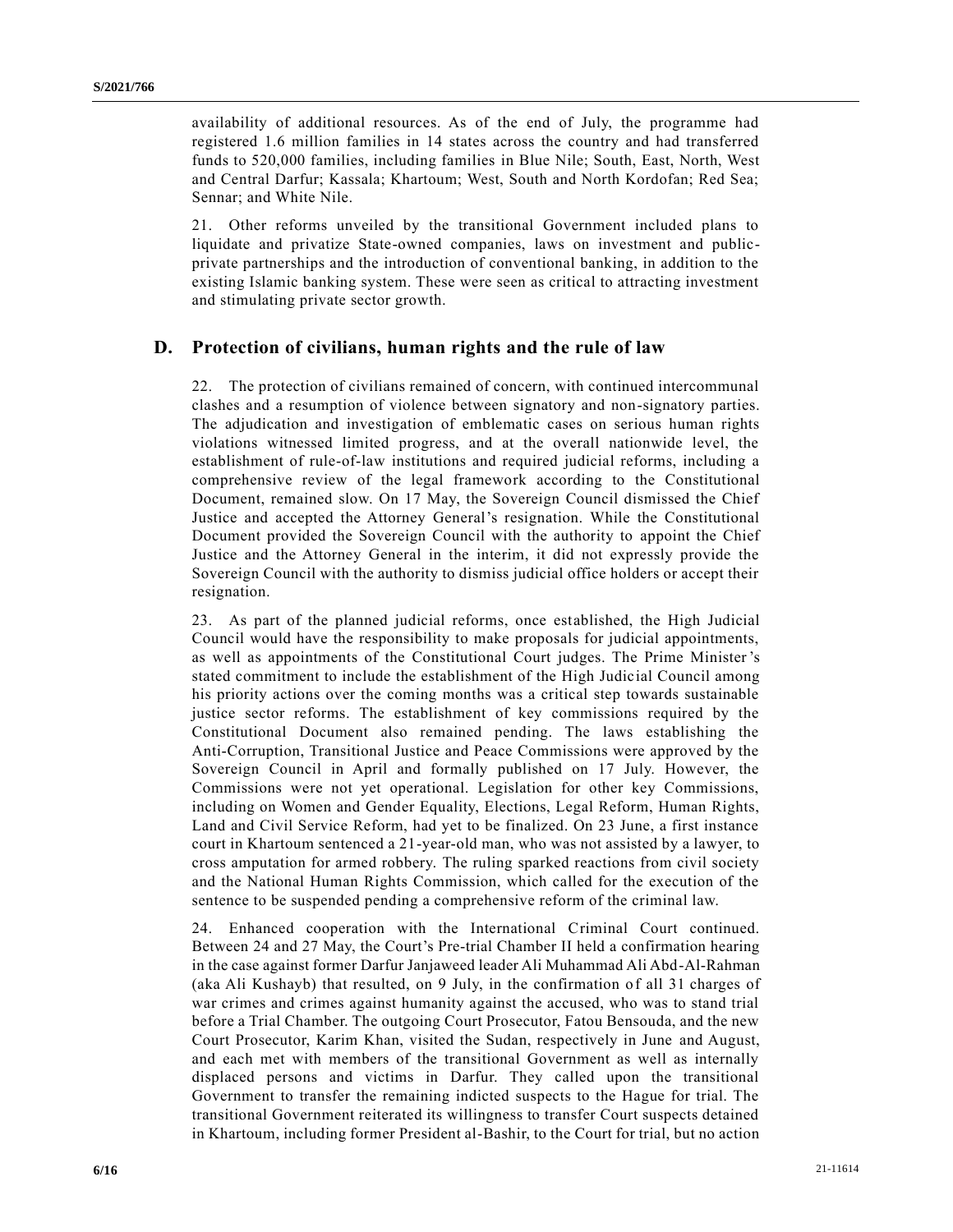availability of additional resources. As of the end of July, the programme had registered 1.6 million families in 14 states across the country and had transferred funds to 520,000 families, including families in Blue Nile; South, East, North, West and Central Darfur; Kassala; Khartoum; West, South and North Kordofan; Red Sea; Sennar; and White Nile.

21. Other reforms unveiled by the transitional Government included plans to liquidate and privatize State-owned companies, laws on investment and public-private partnerships and the introduction of conventional banking, in addition to the existing Islamic banking system. These were seen as critical to attracting investment and stimulating private sector growth.

## D. Protection of civilians, human rights and the rule of law

22. The protection of civilians remained of concern, with continued intercommunal clashes and a resumption of violence between signatory and non-signatory parties. The adjudication and investigation of emblematic cases on serious human rights violations witnessed limited progress, and at the overall nationwide level, the establishment of rule-of-law institutions and required judicial reforms, including a comprehensive review of the legal framework according to the Constitutional Document, remained slow. On 17 May, the Sovereign Council dismissed the Chief Justice and accepted the Attorney General's resignation. While the Constitutional Document provided the Sovereign Council with the authority to appoint the Chief Justice and the Attorney General in the interim, it did not expressly provide the Sovereign Council with the authority to dismiss judicial office holders or accept their resignation.

23. As part of the planned judicial reforms, once established, the High Judicial Council would have the responsibility to make proposals for judicial appointments, as well as appointments of the Constitutional Court judges. The Prime Minister's stated commitment to include the establishment of the High Judicial Council among his priority actions over the coming months was a critical step towards sustainable justice sector reforms. The establishment of key commissions required by the Constitutional Document also remained pending. The laws establishing the Anti-Corruption, Transitional Justice and Peace Commissions were approved by the Sovereign Council in April and formally published on 17 July. However, the Commissions were not yet operational. Legislation for other key Commissions, including on Women and Gender Equality, Elections, Legal Reform, Human Rights, Land and Civil Service Reform, had yet to be finalized. On 23 June, a first instance court in Khartoum sentenced a 21-year-old man, who was not assisted by a lawyer, to cross amputation for armed robbery. The ruling sparked reactions from civil society and the National Human Rights Commission, which called for the execution of the sentence to be suspended pending a comprehensive reform of the criminal law.

24. Enhanced cooperation with the International Criminal Court continued. Between 24 and 27 May, the Court's Pre-trial Chamber II held a confirmation hearing in the case against former Darfur Janjaweed leader Ali Muhammad Ali Abd-Al-Rahman (aka Ali Kushayb) that resulted, on 9 July, in the confirmation of all 31 charges of war crimes and crimes against humanity against the accused, who was to stand trial before a Trial Chamber. The outgoing Court Prosecutor, Fatou Bensouda, and the new Court Prosecutor, Karim Khan, visited the Sudan, respectively in June and August, and each met with members of the transitional Government as well as internally displaced persons and victims in Darfur. They called upon the transitional Government to transfer the remaining indicted suspects to the Hague for trial. The transitional Government reiterated its willingness to transfer Court suspects detained in Khartoum, including former President al-Bashir, to the Court for trial, but no action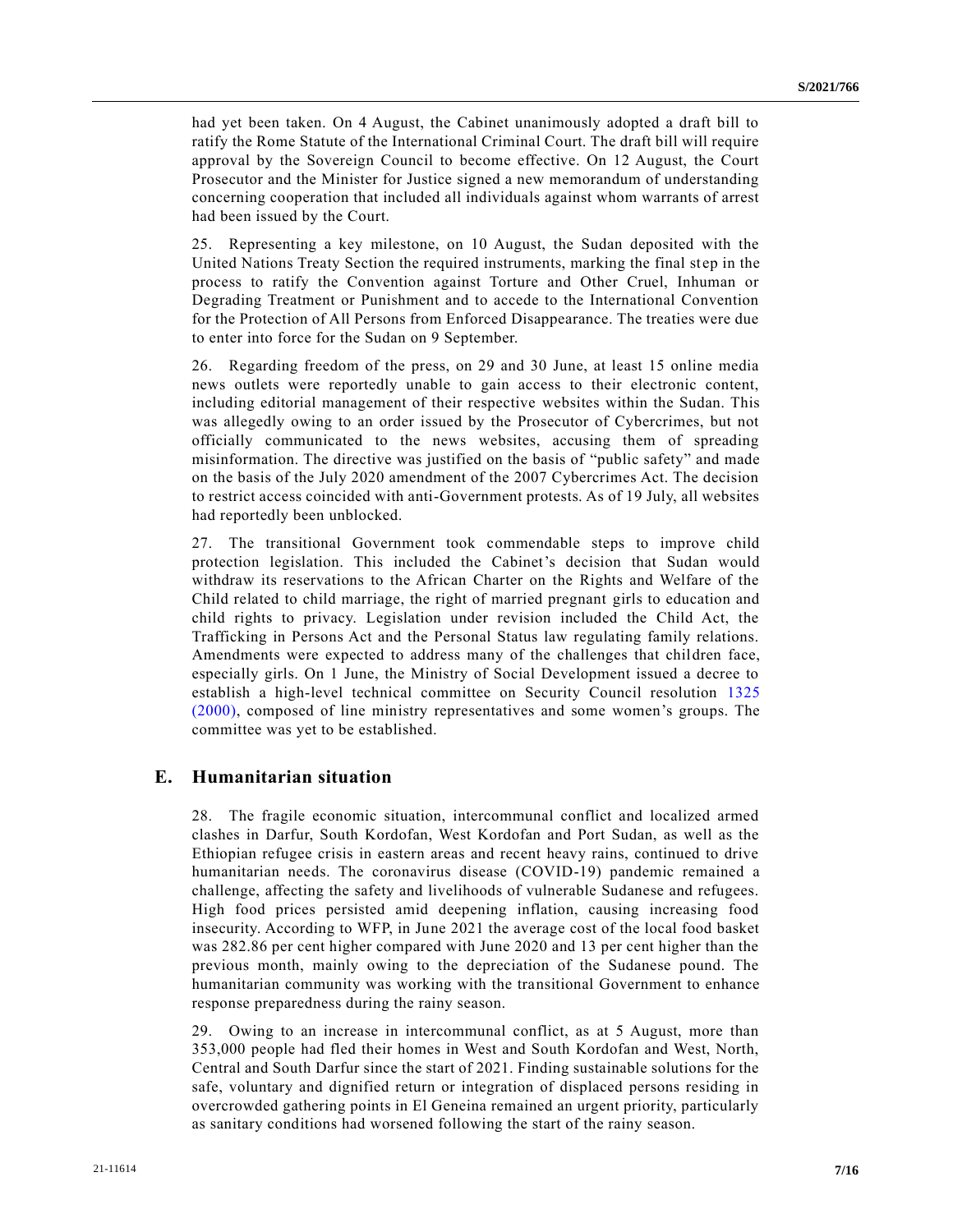had yet been taken. On 4 August, the Cabinet unanimously adopted a draft bill to ratify the Rome Statute of the International Criminal Court. The draft bill will require approval by the Sovereign Council to become effective. On 12 August, the Court Prosecutor and the Minister for Justice signed a new memorandum of understanding concerning cooperation that included all individuals against whom warrants of arrest had been issued by the Court.

25. Representing a key milestone, on 10 August, the Sudan deposited with the United Nations Treaty Section the required instruments, marking the final step in the process to ratify the Convention against Torture and Other Cruel, Inhuman or Degrading Treatment or Punishment and to accede to the International Convention for the Protection of All Persons from Enforced Disappearance. The treaties were due to enter into force for the Sudan on 9 September.

26. Regarding freedom of the press, on 29 and 30 June, at least 15 online media news outlets were reportedly unable to gain access to their electronic content, including editorial management of their respective websites within the Sudan. This was allegedly owing to an order issued by the Prosecutor of Cybercrimes, but not officially communicated to the news websites, accusing them of spreading misinformation. The directive was justified on the basis of "public safety" and made on the basis of the July 2020 amendment of the 2007 Cybercrimes Act. The decision to restrict access coincided with anti-Government protests. As of 19 July, all websites had reportedly been unblocked.

27. The transitional Government took commendable steps to improve child protection legislation. This included the Cabinet's decision that Sudan would withdraw its reservations to the African Charter on the Rights and Welfare of the Child related to child marriage, the right of married pregnant girls to education and child rights to privacy. Legislation under revision included the Child Act, the Trafficking in Persons Act and the Personal Status law regulating family relations. Amendments were expected to address many of the challenges that children face, especially girls. On 1 June, the Ministry of Social Development issued a decree to establish a high-level technical committee on Security Council resolution 1325 (2000), composed of line ministry representatives and some women's groups. The committee was yet to be established.

## E. Humanitarian situation

28. The fragile economic situation, intercommunal conflict and localized armed clashes in Darfur, South Kordofan, West Kordofan and Port Sudan, as well as the Ethiopian refugee crisis in eastern areas and recent heavy rains, continued to drive humanitarian needs. The coronavirus disease (COVID-19) pandemic remained a challenge, affecting the safety and livelihoods of vulnerable Sudanese and refugees. High food prices persisted amid deepening inflation, causing increasing food insecurity. According to WFP, in June 2021 the average cost of the local food basket was 282.86 per cent higher compared with June 2020 and 13 per cent higher than the previous month, mainly owing to the depreciation of the Sudanese pound. The humanitarian community was working with the transitional Government to enhance response preparedness during the rainy season.

29. Owing to an increase in intercommunal conflict, as at 5 August, more than 353,000 people had fled their homes in West and South Kordofan and West, North, Central and South Darfur since the start of 2021. Finding sustainable solutions for the safe, voluntary and dignified return or integration of displaced persons residing in overcrowded gathering points in El Geneina remained an urgent priority, particularly as sanitary conditions had worsened following the start of the rainy season.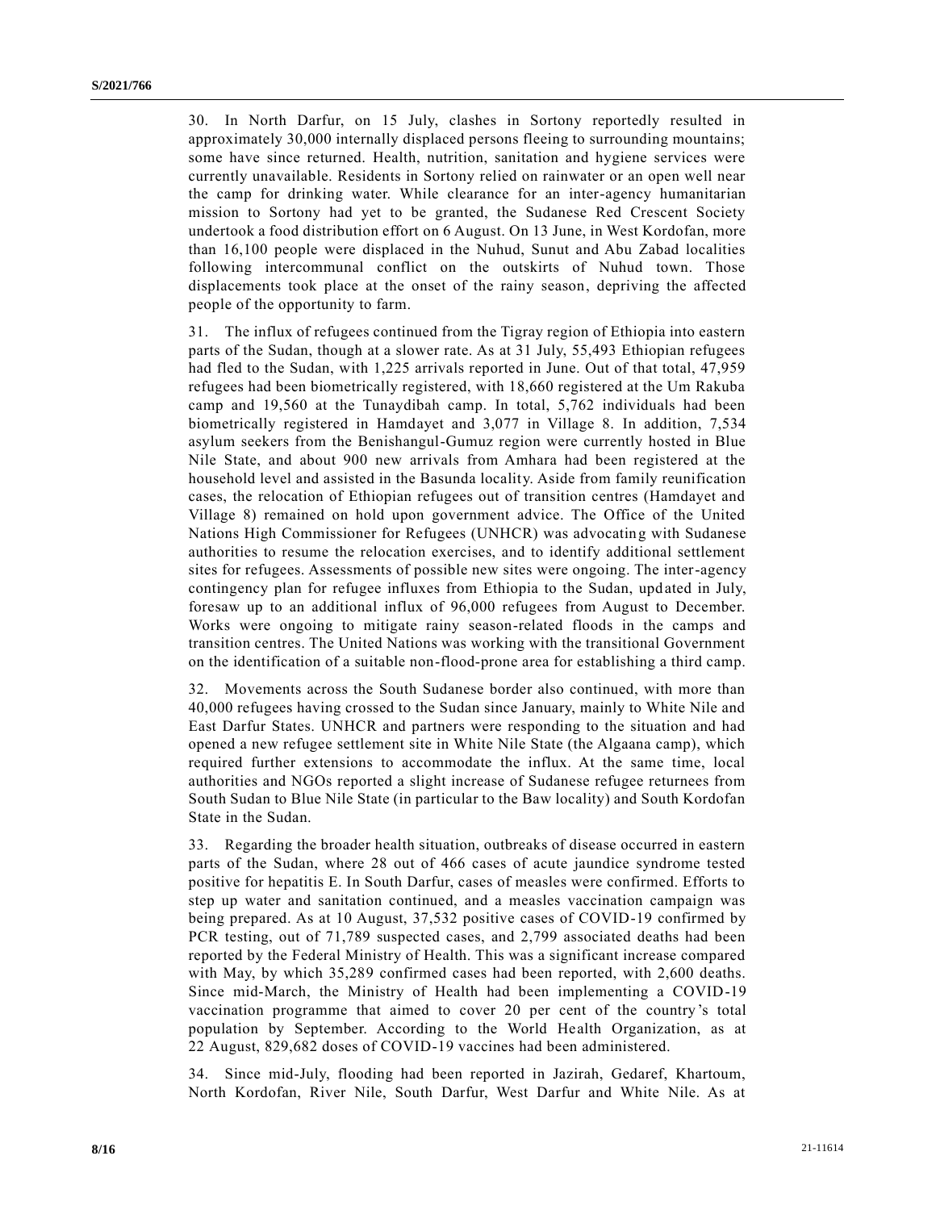30. In North Darfur, on 15 July, clashes in Sortony reportedly resulted in approximately 30,000 internally displaced persons fleeing to surrounding mountains; some have since returned. Health, nutrition, sanitation and hygiene services were currently unavailable. Residents in Sortony relied on rainwater or an open well near the camp for drinking water. While clearance for an inter-agency humanitarian mission to Sortony had yet to be granted, the Sudanese Red Crescent Society undertook a food distribution effort on 6 August. On 13 June, in West Kordofan, more than 16,100 people were displaced in the Nuhud, Sunut and Abu Zabad localities following intercommunal conflict on the outskirts of Nuhud town. Those displacements took place at the onset of the rainy season, depriving the affected people of the opportunity to farm.

31. The influx of refugees continued from the Tigray region of Ethiopia into eastern parts of the Sudan, though at a slower rate. As at 31 July, 55,493 Ethiopian refugees had fled to the Sudan, with 1,225 arrivals reported in June. Out of that total, 47,959 refugees had been biometrically registered, with 18,660 registered at the Um Rakuba camp and 19,560 at the Tunaydibah camp. In total, 5,762 individuals had been biometrically registered in Hamdayet and 3,077 in Village 8. In addition, 7,534 asylum seekers from the Benishangul-Gumuz region were currently hosted in Blue Nile State, and about 900 new arrivals from Amhara had been registered at the household level and assisted in the Basunda locality. Aside from family reunification cases, the relocation of Ethiopian refugees out of transition centres (Hamdayet and Village 8) remained on hold upon government advice. The Office of the United Nations High Commissioner for Refugees (UNHCR) was advocating with Sudanese authorities to resume the relocation exercises, and to identify additional settlement sites for refugees. Assessments of possible new sites were ongoing. The inter-agency contingency plan for refugee influxes from Ethiopia to the Sudan, updated in July, foresaw up to an additional influx of 96,000 refugees from August to December. Works were ongoing to mitigate rainy season-related floods in the camps and transition centres. The United Nations was working with the transitional Government on the identification of a suitable non-flood-prone area for establishing a third camp.

32. Movements across the South Sudanese border also continued, with more than 40,000 refugees having crossed to the Sudan since January, mainly to White Nile and East Darfur States. UNHCR and partners were responding to the situation and had opened a new refugee settlement site in White Nile State (the Algaana camp), which required further extensions to accommodate the influx. At the same time, local authorities and NGOs reported a slight increase of Sudanese refugee returnees from South Sudan to Blue Nile State (in particular to the Baw locality) and South Kordofan State in the Sudan.

33. Regarding the broader health situation, outbreaks of disease occurred in eastern parts of the Sudan, where 28 out of 466 cases of acute jaundice syndrome tested positive for hepatitis E. In South Darfur, cases of measles were confirmed. Efforts to step up water and sanitation continued, and a measles vaccination campaign was being prepared. As at 10 August, 37,532 positive cases of COVID-19 confirmed by PCR testing, out of 71,789 suspected cases, and 2,799 associated deaths had been reported by the Federal Ministry of Health. This was a significant increase compared with May, by which 35,289 confirmed cases had been reported, with 2,600 deaths. Since mid-March, the Ministry of Health had been implementing a COVID-19 vaccination programme that aimed to cover 20 per cent of the country's total population by September. According to the World Health Organization, as at 22 August, 829,682 doses of COVID-19 vaccines had been administered.

34. Since mid-July, flooding had been reported in Jazirah, Gedaref, Khartoum, North Kordofan, River Nile, South Darfur, West Darfur and White Nile. As at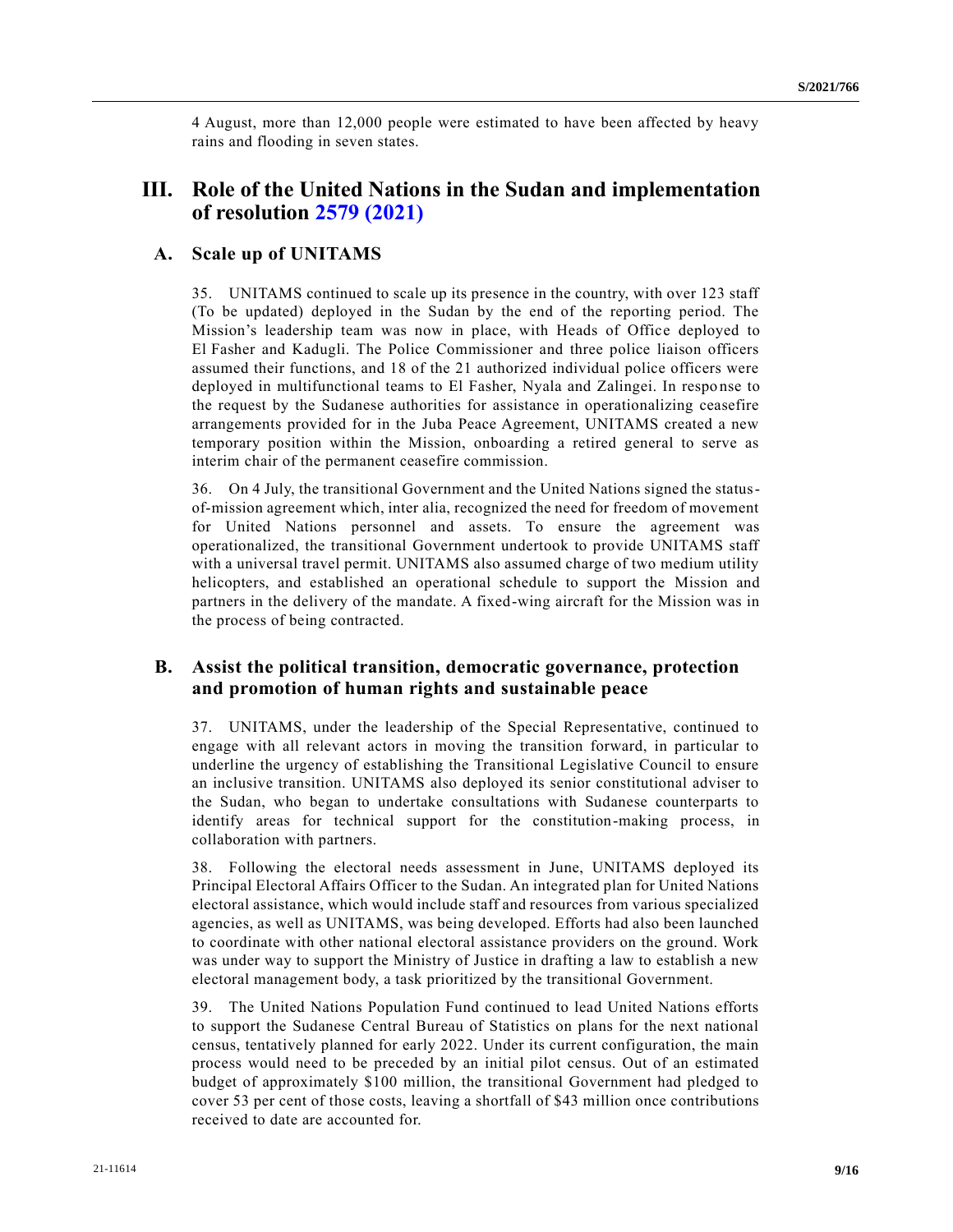4 August, more than 12,000 people were estimated to have been affected by heavy rains and flooding in seven states.

# III. Role of the United Nations in the Sudan and implementation of resolution 2579 (2021)

## A. Scale up of UNITAMS

35. UNITAMS continued to scale up its presence in the country, with over 123 staff (To be updated) deployed in the Sudan by the end of the reporting period. The Mission's leadership team was now in place, with Heads of Office deployed to El Fasher and Kadugli. The Police Commissioner and three police liaison officers assumed their functions, and 18 of the 21 authorized individual police officers were deployed in multifunctional teams to El Fasher, Nyala and Zalingei. In response to the request by the Sudanese authorities for assistance in operationalizing ceasefire arrangements provided for in the Juba Peace Agreement, UNITAMS created a new temporary position within the Mission, onboarding a retired general to serve as interim chair of the permanent ceasefire commission.

36. On 4 July, the transitional Government and the United Nations signed the status-of-mission agreement which, inter alia, recognized the need for freedom of movement for United Nations personnel and assets. To ensure the agreement was operationalized, the transitional Government undertook to provide UNITAMS staff with a universal travel permit. UNITAMS also assumed charge of two medium utility helicopters, and established an operational schedule to support the Mission and partners in the delivery of the mandate. A fixed-wing aircraft for the Mission was in the process of being contracted.

## B. Assist the political transition, democratic governance, protection and promotion of human rights and sustainable peace

37. UNITAMS, under the leadership of the Special Representative, continued to engage with all relevant actors in moving the transition forward, in particular to underline the urgency of establishing the Transitional Legislative Council to ensure an inclusive transition. UNITAMS also deployed its senior constitutional adviser to the Sudan, who began to undertake consultations with Sudanese counterparts to identify areas for technical support for the constitution-making process, in collaboration with partners.

38. Following the electoral needs assessment in June, UNITAMS deployed its Principal Electoral Affairs Officer to the Sudan. An integrated plan for United Nations electoral assistance, which would include staff and resources from various specialized agencies, as well as UNITAMS, was being developed. Efforts had also been launched to coordinate with other national electoral assistance providers on the ground. Work was under way to support the Ministry of Justice in drafting a law to establish a new electoral management body, a task prioritized by the transitional Government.

39. The United Nations Population Fund continued to lead United Nations efforts to support the Sudanese Central Bureau of Statistics on plans for the next national census, tentatively planned for early 2022. Under its current configuration, the main process would need to be preceded by an initial pilot census. Out of an estimated budget of approximately \$100 million, the transitional Government had pledged to cover 53 per cent of those costs, leaving a shortfall of \$43 million once contributions received to date are accounted for.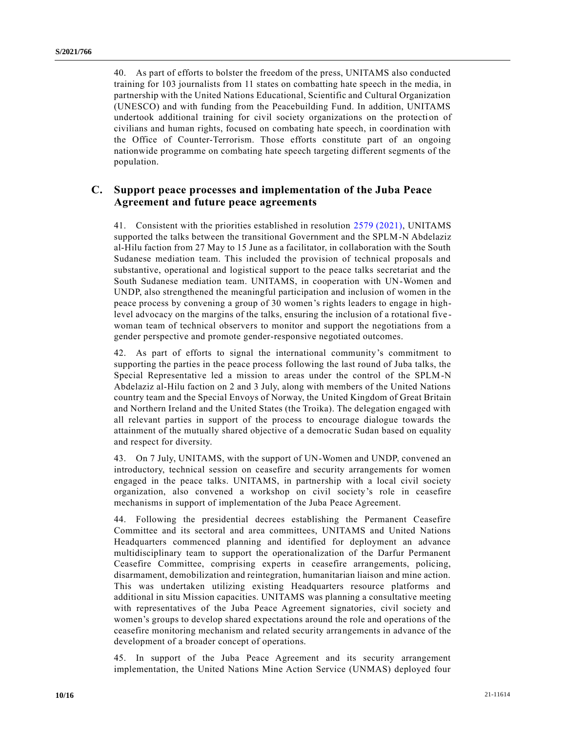40. As part of efforts to bolster the freedom of the press, UNITAMS also conducted training for 103 journalists from 11 states on combatting hate speech in the media, in partnership with the United Nations Educational, Scientific and Cultural Organization (UNESCO) and with funding from the Peacebuilding Fund. In addition, UNITAMS undertook additional training for civil society organizations on the protection of civilians and human rights, focused on combating hate speech, in coordination with the Office of Counter-Terrorism. Those efforts constitute part of an ongoing nationwide programme on combating hate speech targeting different segments of the population.

## C. Support peace processes and implementation of the Juba Peace Agreement and future peace agreements

41. Consistent with the priorities established in resolution 2579 (2021), UNITAMS supported the talks between the transitional Government and the SPLM-N Abdelaziz al-Hilu faction from 27 May to 15 June as a facilitator, in collaboration with the South Sudanese mediation team. This included the provision of technical proposals and substantive, operational and logistical support to the peace talks secretariat and the South Sudanese mediation team. UNITAMS, in cooperation with UN-Women and UNDP, also strengthened the meaningful participation and inclusion of women in the peace process by convening a group of 30 women's rights leaders to engage in high-level advocacy on the margins of the talks, ensuring the inclusion of a rotational five-woman team of technical observers to monitor and support the negotiations from a gender perspective and promote gender-responsive negotiated outcomes.

42. As part of efforts to signal the international community's commitment to supporting the parties in the peace process following the last round of Juba talks, the Special Representative led a mission to areas under the control of the SPLM-N Abdelaziz al-Hilu faction on 2 and 3 July, along with members of the United Nations country team and the Special Envoys of Norway, the United Kingdom of Great Britain and Northern Ireland and the United States (the Troika). The delegation engaged with all relevant parties in support of the process to encourage dialogue towards the attainment of the mutually shared objective of a democratic Sudan based on equality and respect for diversity.

43. On 7 July, UNITAMS, with the support of UN-Women and UNDP, convened an introductory, technical session on ceasefire and security arrangements for women engaged in the peace talks. UNITAMS, in partnership with a local civil society organization, also convened a workshop on civil society's role in ceasefire mechanisms in support of implementation of the Juba Peace Agreement.

44. Following the presidential decrees establishing the Permanent Ceasefire Committee and its sectoral and area committees, UNITAMS and United Nations Headquarters commenced planning and identified for deployment an advance multidisciplinary team to support the operationalization of the Darfur Permanent Ceasefire Committee, comprising experts in ceasefire arrangements, policing, disarmament, demobilization and reintegration, humanitarian liaison and mine action. This was undertaken utilizing existing Headquarters resource platforms and additional in situ Mission capacities. UNITAMS was planning a consultative meeting with representatives of the Juba Peace Agreement signatories, civil society and women's groups to develop shared expectations around the role and operations of the ceasefire monitoring mechanism and related security arrangements in advance of the development of a broader concept of operations.

45. In support of the Juba Peace Agreement and its security arrangement implementation, the United Nations Mine Action Service (UNMAS) deployed four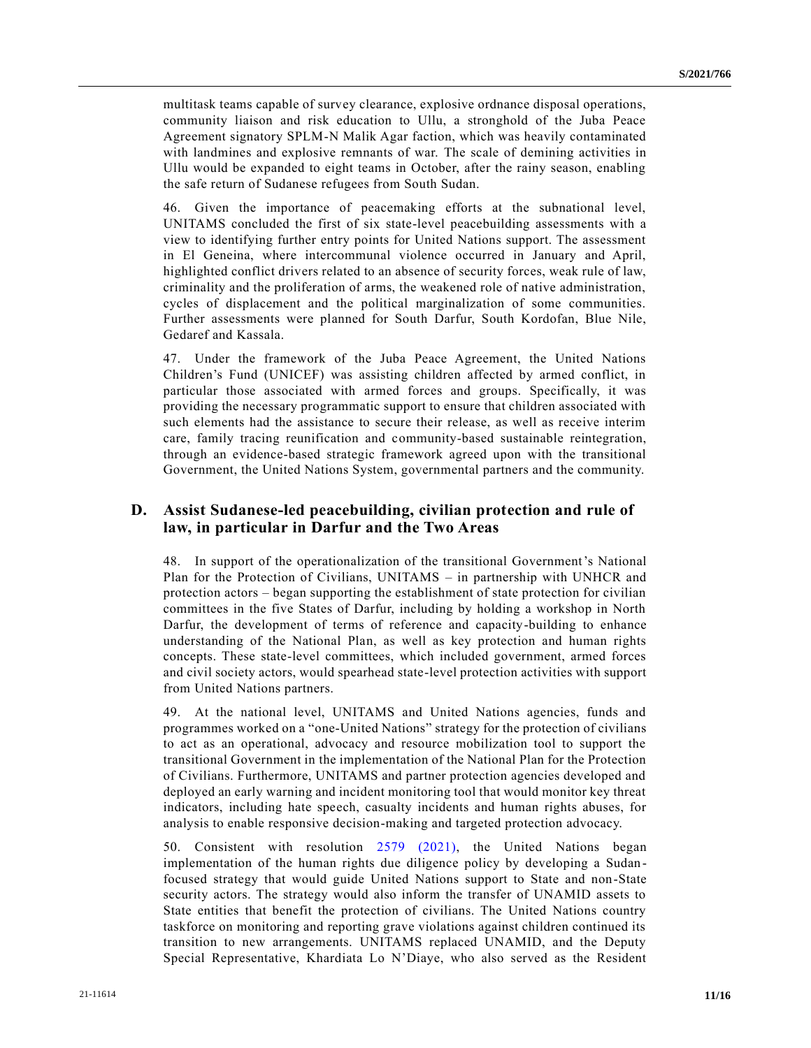multitask teams capable of survey clearance, explosive ordnance disposal operations, community liaison and risk education to Ullu, a stronghold of the Juba Peace Agreement signatory SPLM-N Malik Agar faction, which was heavily contaminated with landmines and explosive remnants of war. The scale of demining activities in Ullu would be expanded to eight teams in October, after the rainy season, enabling the safe return of Sudanese refugees from South Sudan.

46. Given the importance of peacemaking efforts at the subnational level, UNITAMS concluded the first of six state-level peacebuilding assessments with a view to identifying further entry points for United Nations support. The assessment in El Geneina, where intercommunal violence occurred in January and April, highlighted conflict drivers related to an absence of security forces, weak rule of law, criminality and the proliferation of arms, the weakened role of native administration, cycles of displacement and the political marginalization of some communities. Further assessments were planned for South Darfur, South Kordofan, Blue Nile, Gedaref and Kassala.

47. Under the framework of the Juba Peace Agreement, the United Nations Children's Fund (UNICEF) was assisting children affected by armed conflict, in particular those associated with armed forces and groups. Specifically, it was providing the necessary programmatic support to ensure that children associated with such elements had the assistance to secure their release, as well as receive interim care, family tracing reunification and community-based sustainable reintegration, through an evidence-based strategic framework agreed upon with the transitional Government, the United Nations System, governmental partners and the community.

## D. Assist Sudanese-led peacebuilding, civilian protection and rule of law, in particular in Darfur and the Two Areas

48. In support of the operationalization of the transitional Government's National Plan for the Protection of Civilians, UNITAMS – in partnership with UNHCR and protection actors – began supporting the establishment of state protection for civilian committees in the five States of Darfur, including by holding a workshop in North Darfur, the development of terms of reference and capacity-building to enhance understanding of the National Plan, as well as key protection and human rights concepts. These state-level committees, which included government, armed forces and civil society actors, would spearhead state-level protection activities with support from United Nations partners.

49. At the national level, UNITAMS and United Nations agencies, funds and programmes worked on a "one-United Nations" strategy for the protection of civilians to act as an operational, advocacy and resource mobilization tool to support the transitional Government in the implementation of the National Plan for the Protection of Civilians. Furthermore, UNITAMS and partner protection agencies developed and deployed an early warning and incident monitoring tool that would monitor key threat indicators, including hate speech, casualty incidents and human rights abuses, for analysis to enable responsive decision-making and targeted protection advocacy.

50. Consistent with resolution 2579 (2021), the United Nations began implementation of the human rights due diligence policy by developing a Sudan-focused strategy that would guide United Nations support to State and non-State security actors. The strategy would also inform the transfer of UNAMID assets to State entities that benefit the protection of civilians. The United Nations country taskforce on monitoring and reporting grave violations against children continued its transition to new arrangements. UNITAMS replaced UNAMID, and the Deputy Special Representative, Khardiata Lo N'Diaye, who also served as the Resident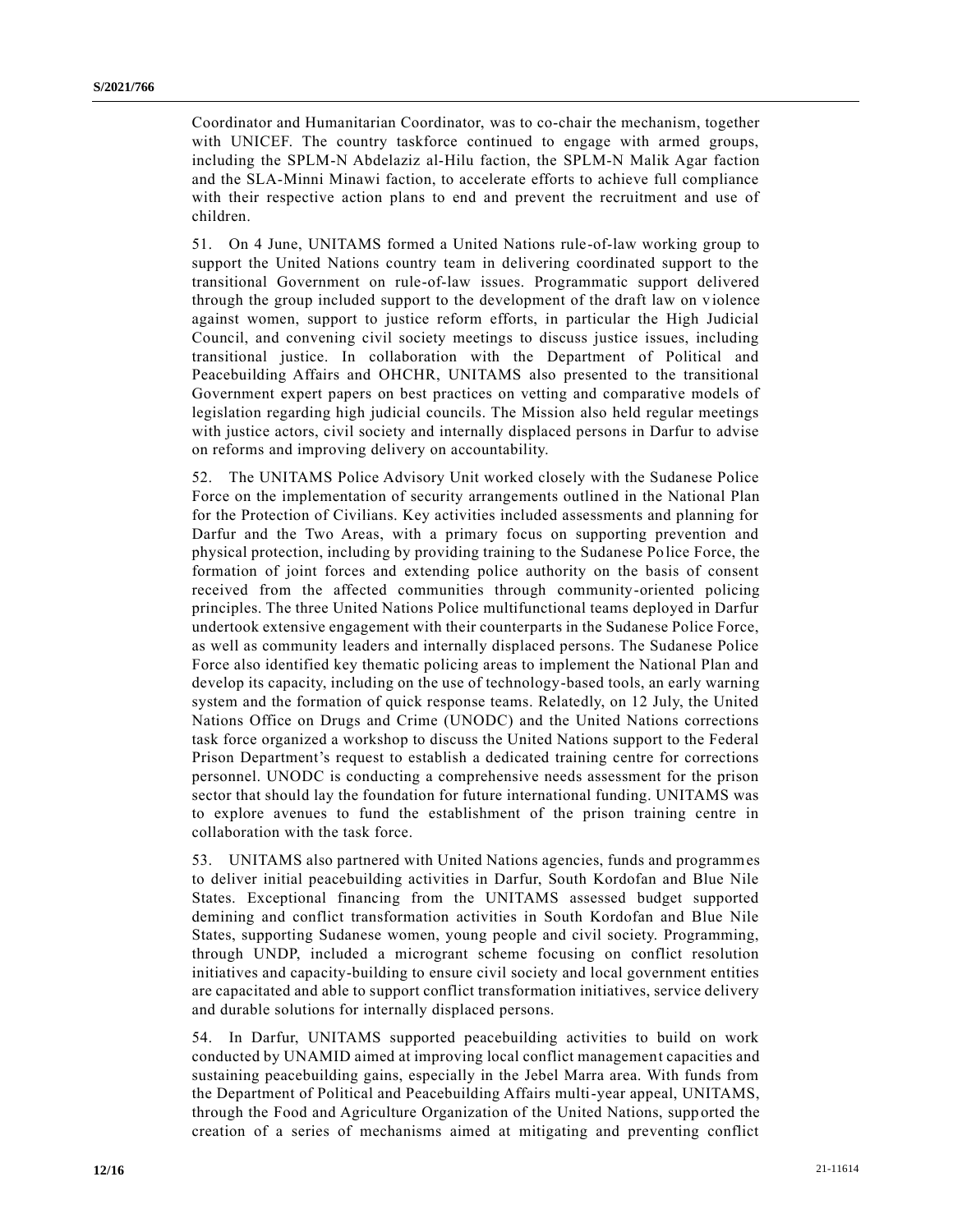Coordinator and Humanitarian Coordinator, was to co-chair the mechanism, together with UNICEF. The country taskforce continued to engage with armed groups, including the SPLM-N Abdelaziz al-Hilu faction, the SPLM-N Malik Agar faction and the SLA-Minni Minawi faction, to accelerate efforts to achieve full compliance with their respective action plans to end and prevent the recruitment and use of children.

51. On 4 June, UNITAMS formed a United Nations rule-of-law working group to support the United Nations country team in delivering coordinated support to the transitional Government on rule-of-law issues. Programmatic support delivered through the group included support to the development of the draft law on violence against women, support to justice reform efforts, in particular the High Judicial Council, and convening civil society meetings to discuss justice issues, including transitional justice. In collaboration with the Department of Political and Peacebuilding Affairs and OHCHR, UNITAMS also presented to the transitional Government expert papers on best practices on vetting and comparative models of legislation regarding high judicial councils. The Mission also held regular meetings with justice actors, civil society and internally displaced persons in Darfur to advise on reforms and improving delivery on accountability.

52. The UNITAMS Police Advisory Unit worked closely with the Sudanese Police Force on the implementation of security arrangements outlined in the National Plan for the Protection of Civilians. Key activities included assessments and planning for Darfur and the Two Areas, with a primary focus on supporting prevention and physical protection, including by providing training to the Sudanese Police Force, the formation of joint forces and extending police authority on the basis of consent received from the affected communities through community-oriented policing principles. The three United Nations Police multifunctional teams deployed in Darfur undertook extensive engagement with their counterparts in the Sudanese Police Force, as well as community leaders and internally displaced persons. The Sudanese Police Force also identified key thematic policing areas to implement the National Plan and develop its capacity, including on the use of technology-based tools, an early warning system and the formation of quick response teams. Relatedly, on 12 July, the United Nations Office on Drugs and Crime (UNODC) and the United Nations corrections task force organized a workshop to discuss the United Nations support to the Federal Prison Department's request to establish a dedicated training centre for corrections personnel. UNODC is conducting a comprehensive needs assessment for the prison sector that should lay the foundation for future international funding. UNITAMS was to explore avenues to fund the establishment of the prison training centre in collaboration with the task force.

53. UNITAMS also partnered with United Nations agencies, funds and programmes to deliver initial peacebuilding activities in Darfur, South Kordofan and Blue Nile States. Exceptional financing from the UNITAMS assessed budget supported demining and conflict transformation activities in South Kordofan and Blue Nile States, supporting Sudanese women, young people and civil society. Programming, through UNDP, included a microgrant scheme focusing on conflict resolution initiatives and capacity-building to ensure civil society and local government entities are capacitated and able to support conflict transformation initiatives, service delivery and durable solutions for internally displaced persons.

54. In Darfur, UNITAMS supported peacebuilding activities to build on work conducted by UNAMID aimed at improving local conflict management capacities and sustaining peacebuilding gains, especially in the Jebel Marra area. With funds from the Department of Political and Peacebuilding Affairs multi-year appeal, UNITAMS, through the Food and Agriculture Organization of the United Nations, supported the creation of a series of mechanisms aimed at mitigating and preventing conflict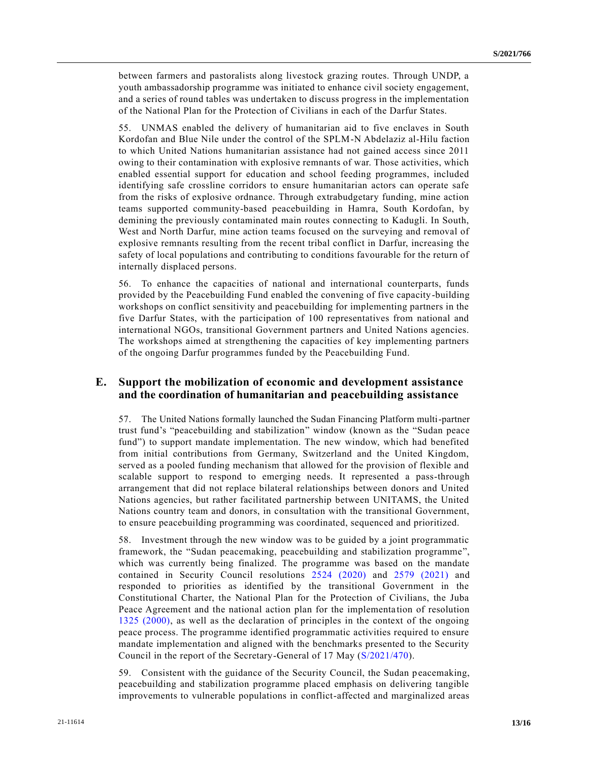between farmers and pastoralists along livestock grazing routes. Through UNDP, a youth ambassadorship programme was initiated to enhance civil society engagement, and a series of round tables was undertaken to discuss progress in the implementation of the National Plan for the Protection of Civilians in each of the Darfur States.

55. UNMAS enabled the delivery of humanitarian aid to five enclaves in South Kordofan and Blue Nile under the control of the SPLM-N Abdelaziz al-Hilu faction to which United Nations humanitarian assistance had not gained access since 2011 owing to their contamination with explosive remnants of war. Those activities, which enabled essential support for education and school feeding programmes, included identifying safe crossline corridors to ensure humanitarian actors can operate safe from the risks of explosive ordnance. Through extrabudgetary funding, mine action teams supported community-based peacebuilding in Hamra, South Kordofan, by demining the previously contaminated main routes connecting to Kadugli. In South, West and North Darfur, mine action teams focused on the surveying and removal of explosive remnants resulting from the recent tribal conflict in Darfur, increasing the safety of local populations and contributing to conditions favourable for the return of internally displaced persons.

56. To enhance the capacities of national and international counterparts, funds provided by the Peacebuilding Fund enabled the convening of five capacity-building workshops on conflict sensitivity and peacebuilding for implementing partners in the five Darfur States, with the participation of 100 representatives from national and international NGOs, transitional Government partners and United Nations agencies. The workshops aimed at strengthening the capacities of key implementing partners of the ongoing Darfur programmes funded by the Peacebuilding Fund.

## E. Support the mobilization of economic and development assistance and the coordination of humanitarian and peacebuilding assistance

57. The United Nations formally launched the Sudan Financing Platform multi-partner trust fund's "peacebuilding and stabilization" window (known as the "Sudan peace fund") to support mandate implementation. The new window, which had benefited from initial contributions from Germany, Switzerland and the United Kingdom, served as a pooled funding mechanism that allowed for the provision of flexible and scalable support to respond to emerging needs. It represented a pass-through arrangement that did not replace bilateral relationships between donors and United Nations agencies, but rather facilitated partnership between UNITAMS, the United Nations country team and donors, in consultation with the transitional Government, to ensure peacebuilding programming was coordinated, sequenced and prioritized.

58. Investment through the new window was to be guided by a joint programmatic framework, the "Sudan peacemaking, peacebuilding and stabilization programme", which was currently being finalized. The programme was based on the mandate contained in Security Council resolutions 2524 (2020) and 2579 (2021) and responded to priorities as identified by the transitional Government in the Constitutional Charter, the National Plan for the Protection of Civilians, the Juba Peace Agreement and the national action plan for the implementation of resolution 1325 (2000), as well as the declaration of principles in the context of the ongoing peace process. The programme identified programmatic activities required to ensure mandate implementation and aligned with the benchmarks presented to the Security Council in the report of the Secretary-General of 17 May (S/2021/470).

59. Consistent with the guidance of the Security Council, the Sudan peacemaking, peacebuilding and stabilization programme placed emphasis on delivering tangible improvements to vulnerable populations in conflict-affected and marginalized areas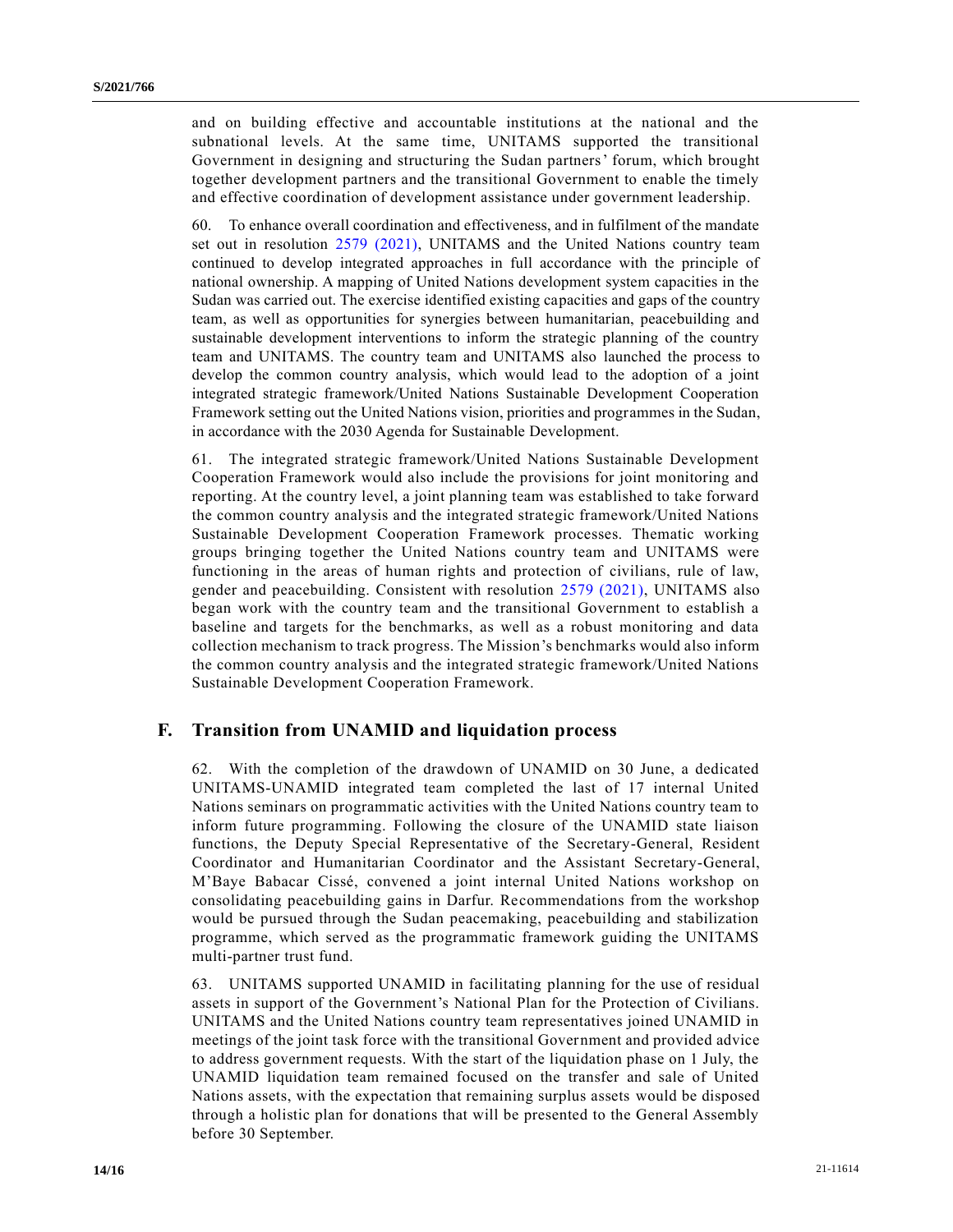and on building effective and accountable institutions at the national and the subnational levels. At the same time, UNITAMS supported the transitional Government in designing and structuring the Sudan partners' forum, which brought together development partners and the transitional Government to enable the timely and effective coordination of development assistance under government leadership.

60. To enhance overall coordination and effectiveness, and in fulfilment of the mandate set out in resolution 2579 (2021), UNITAMS and the United Nations country team continued to develop integrated approaches in full accordance with the principle of national ownership. A mapping of United Nations development system capacities in the Sudan was carried out. The exercise identified existing capacities and gaps of the country team, as well as opportunities for synergies between humanitarian, peacebuilding and sustainable development interventions to inform the strategic planning of the country team and UNITAMS. The country team and UNITAMS also launched the process to develop the common country analysis, which would lead to the adoption of a joint integrated strategic framework/United Nations Sustainable Development Cooperation Framework setting out the United Nations vision, priorities and programmes in the Sudan, in accordance with the 2030 Agenda for Sustainable Development.

61. The integrated strategic framework/United Nations Sustainable Development Cooperation Framework would also include the provisions for joint monitoring and reporting. At the country level, a joint planning team was established to take forward the common country analysis and the integrated strategic framework/United Nations Sustainable Development Cooperation Framework processes. Thematic working groups bringing together the United Nations country team and UNITAMS were functioning in the areas of human rights and protection of civilians, rule of law, gender and peacebuilding. Consistent with resolution 2579 (2021), UNITAMS also began work with the country team and the transitional Government to establish a baseline and targets for the benchmarks, as well as a robust monitoring and data collection mechanism to track progress. The Mission's benchmarks would also inform the common country analysis and the integrated strategic framework/United Nations Sustainable Development Cooperation Framework.

## F. Transition from UNAMID and liquidation process

62. With the completion of the drawdown of UNAMID on 30 June, a dedicated UNITAMS-UNAMID integrated team completed the last of 17 internal United Nations seminars on programmatic activities with the United Nations country team to inform future programming. Following the closure of the UNAMID state liaison functions, the Deputy Special Representative of the Secretary-General, Resident Coordinator and Humanitarian Coordinator and the Assistant Secretary-General, M'Baye Babacar Cissé, convened a joint internal United Nations workshop on consolidating peacebuilding gains in Darfur. Recommendations from the workshop would be pursued through the Sudan peacemaking, peacebuilding and stabilization programme, which served as the programmatic framework guiding the UNITAMS multi-partner trust fund.

63. UNITAMS supported UNAMID in facilitating planning for the use of residual assets in support of the Government's National Plan for the Protection of Civilians. UNITAMS and the United Nations country team representatives joined UNAMID in meetings of the joint task force with the transitional Government and provided advice to address government requests. With the start of the liquidation phase on 1 July, the UNAMID liquidation team remained focused on the transfer and sale of United Nations assets, with the expectation that remaining surplus assets would be disposed through a holistic plan for donations that will be presented to the General Assembly before 30 September.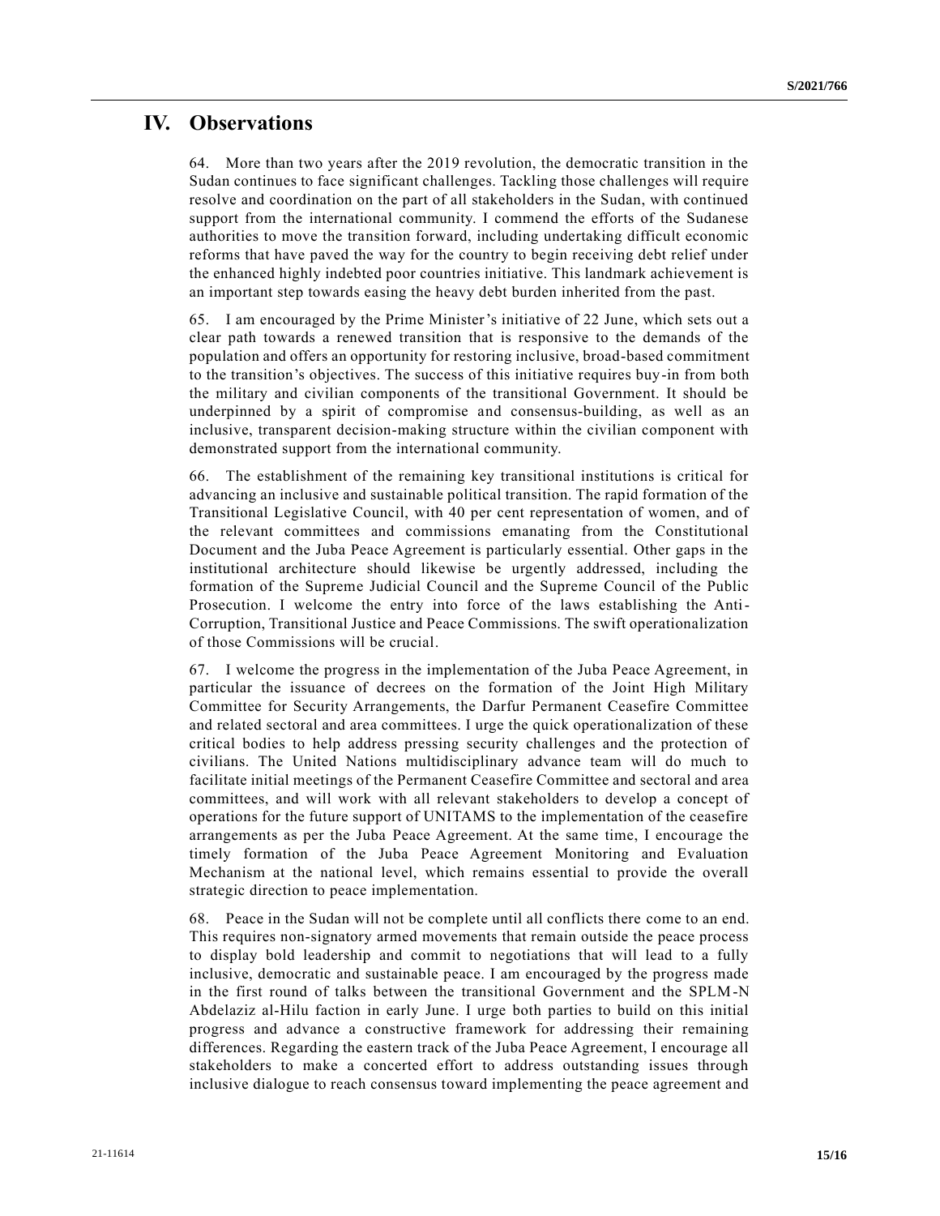# IV. Observations

64. More than two years after the 2019 revolution, the democratic transition in the Sudan continues to face significant challenges. Tackling those challenges will require resolve and coordination on the part of all stakeholders in the Sudan, with continued support from the international community. I commend the efforts of the Sudanese authorities to move the transition forward, including undertaking difficult economic reforms that have paved the way for the country to begin receiving debt relief under the enhanced highly indebted poor countries initiative. This landmark achievement is an important step towards easing the heavy debt burden inherited from the past.

65. I am encouraged by the Prime Minister's initiative of 22 June, which sets out a clear path towards a renewed transition that is responsive to the demands of the population and offers an opportunity for restoring inclusive, broad-based commitment to the transition's objectives. The success of this initiative requires buy-in from both the military and civilian components of the transitional Government. It should be underpinned by a spirit of compromise and consensus-building, as well as an inclusive, transparent decision-making structure within the civilian component with demonstrated support from the international community.

66. The establishment of the remaining key transitional institutions is critical for advancing an inclusive and sustainable political transition. The rapid formation of the Transitional Legislative Council, with 40 per cent representation of women, and of the relevant committees and commissions emanating from the Constitutional Document and the Juba Peace Agreement is particularly essential. Other gaps in the institutional architecture should likewise be urgently addressed, including the formation of the Supreme Judicial Council and the Supreme Council of the Public Prosecution. I welcome the entry into force of the laws establishing the Anti-Corruption, Transitional Justice and Peace Commissions. The swift operationalization of those Commissions will be crucial.

67. I welcome the progress in the implementation of the Juba Peace Agreement, in particular the issuance of decrees on the formation of the Joint High Military Committee for Security Arrangements, the Darfur Permanent Ceasefire Committee and related sectoral and area committees. I urge the quick operationalization of these critical bodies to help address pressing security challenges and the protection of civilians. The United Nations multidisciplinary advance team will do much to facilitate initial meetings of the Permanent Ceasefire Committee and sectoral and area committees, and will work with all relevant stakeholders to develop a concept of operations for the future support of UNITAMS to the implementation of the ceasefire arrangements as per the Juba Peace Agreement. At the same time, I encourage the timely formation of the Juba Peace Agreement Monitoring and Evaluation Mechanism at the national level, which remains essential to provide the overall strategic direction to peace implementation.

68. Peace in the Sudan will not be complete until all conflicts there come to an end. This requires non-signatory armed movements that remain outside the peace process to display bold leadership and commit to negotiations that will lead to a fully inclusive, democratic and sustainable peace. I am encouraged by the progress made in the first round of talks between the transitional Government and the SPLM-N Abdelaziz al-Hilu faction in early June. I urge both parties to build on this initial progress and advance a constructive framework for addressing their remaining differences. Regarding the eastern track of the Juba Peace Agreement, I encourage all stakeholders to make a concerted effort to address outstanding issues through inclusive dialogue to reach consensus toward implementing the peace agreement and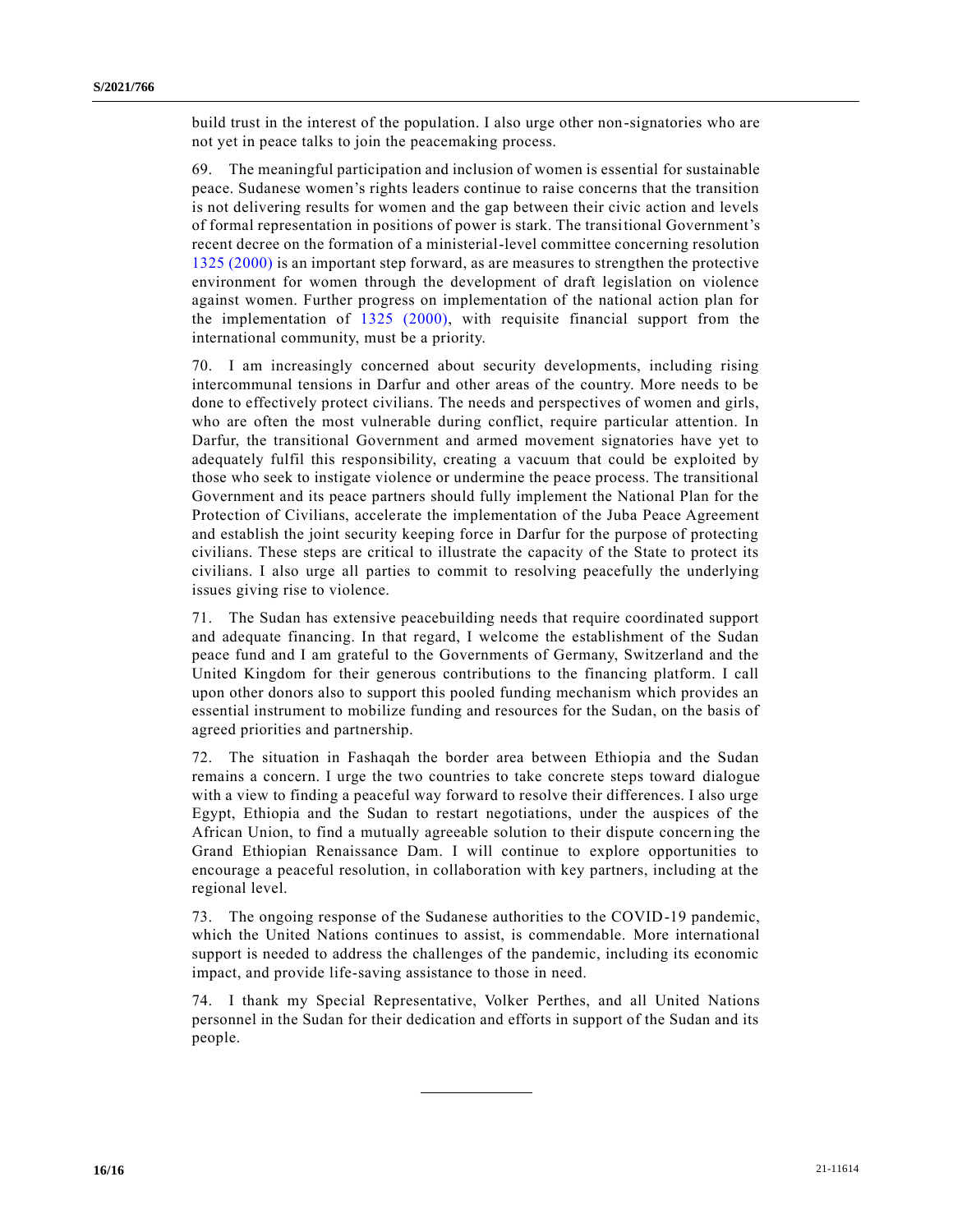build trust in the interest of the population. I also urge other non-signatories who are not yet in peace talks to join the peacemaking process.

69. The meaningful participation and inclusion of women is essential for sustainable peace. Sudanese women's rights leaders continue to raise concerns that the transition is not delivering results for women and the gap between their civic action and levels of formal representation in positions of power is stark. The transitional Government's recent decree on the formation of a ministerial-level committee concerning resolution 1325 (2000) is an important step forward, as are measures to strengthen the protective environment for women through the development of draft legislation on violence against women. Further progress on implementation of the national action plan for the implementation of 1325 (2000), with requisite financial support from the international community, must be a priority.

70. I am increasingly concerned about security developments, including rising intercommunal tensions in Darfur and other areas of the country. More needs to be done to effectively protect civilians. The needs and perspectives of women and girls, who are often the most vulnerable during conflict, require particular attention. In Darfur, the transitional Government and armed movement signatories have yet to adequately fulfil this responsibility, creating a vacuum that could be exploited by those who seek to instigate violence or undermine the peace process. The transitional Government and its peace partners should fully implement the National Plan for the Protection of Civilians, accelerate the implementation of the Juba Peace Agreement and establish the joint security keeping force in Darfur for the purpose of protecting civilians. These steps are critical to illustrate the capacity of the State to protect its civilians. I also urge all parties to commit to resolving peacefully the underlying issues giving rise to violence.

71. The Sudan has extensive peacebuilding needs that require coordinated support and adequate financing. In that regard, I welcome the establishment of the Sudan peace fund and I am grateful to the Governments of Germany, Switzerland and the United Kingdom for their generous contributions to the financing platform. I call upon other donors also to support this pooled funding mechanism which provides an essential instrument to mobilize funding and resources for the Sudan, on the basis of agreed priorities and partnership.

72. The situation in Fashaqah the border area between Ethiopia and the Sudan remains a concern. I urge the two countries to take concrete steps toward dialogue with a view to finding a peaceful way forward to resolve their differences. I also urge Egypt, Ethiopia and the Sudan to restart negotiations, under the auspices of the African Union, to find a mutually agreeable solution to their dispute concerning the Grand Ethiopian Renaissance Dam. I will continue to explore opportunities to encourage a peaceful resolution, in collaboration with key partners, including at the regional level.

73. The ongoing response of the Sudanese authorities to the COVID-19 pandemic, which the United Nations continues to assist, is commendable. More international support is needed to address the challenges of the pandemic, including its economic impact, and provide life-saving assistance to those in need.

74. I thank my Special Representative, Volker Perthes, and all United Nations personnel in the Sudan for their dedication and efforts in support of the Sudan and its people.